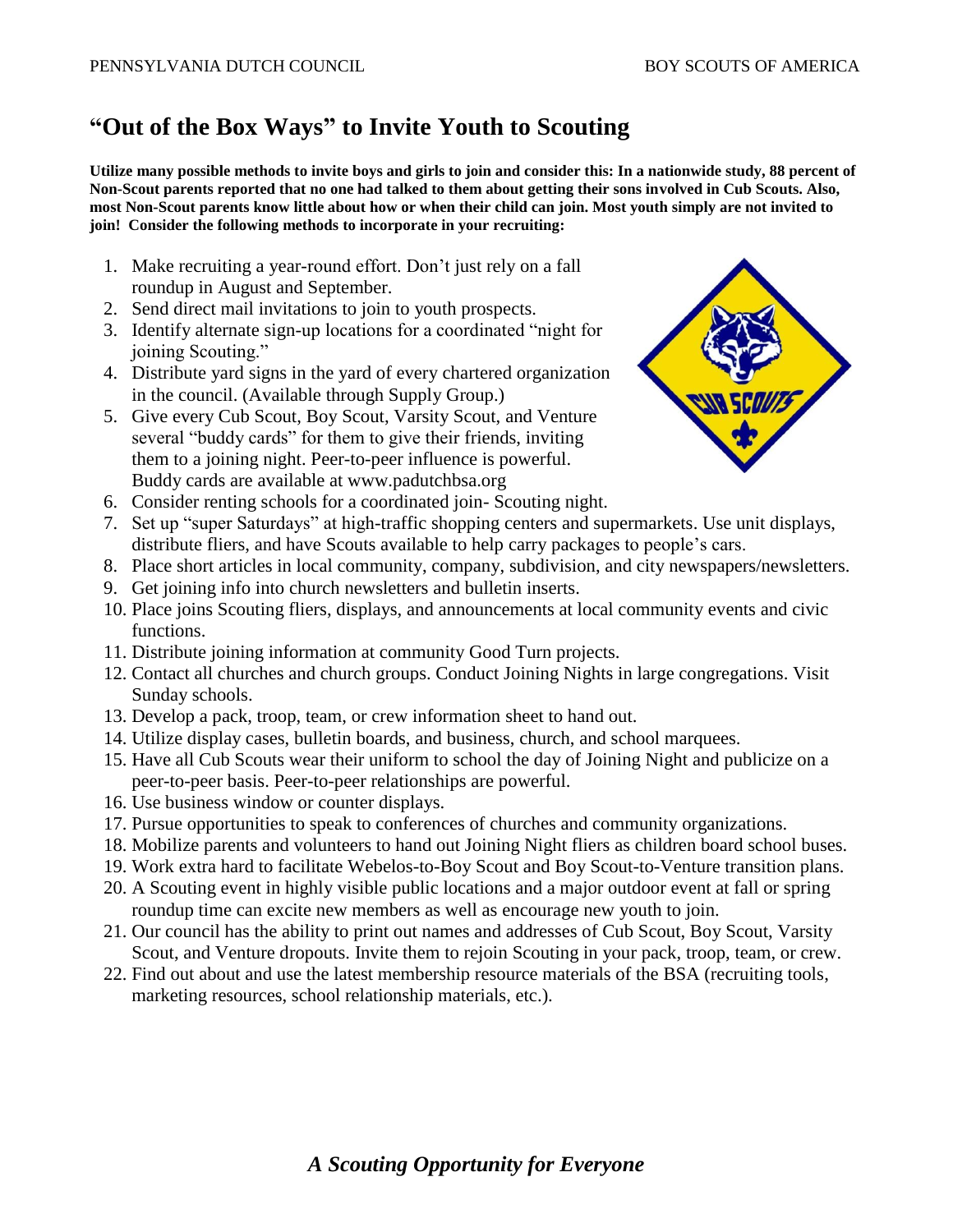# "Out of the Box Ways" to Invite Youth to Scouting

**Utilize many possible methods to invite boys and girls to join and consider this: In a nationwide study, 88 percent of Non-Scout parents reported that no one had talked to them about getting their sons involved in Cub Scouts. Also, most Non-Scout parents know little about how or when their child can join. Most youth simply are not invited to join! Consider the following methods to incorporate in your recruiting:**

1. Make recruiting a year-round effort. Don't just rely on a fall roundup in August and September.
2. Send direct mail invitations to join to youth prospects.
3. Identify alternate sign-up locations for a coordinated "night for joining Scouting."
4. Distribute yard signs in the yard of every chartered organization in the council. (Available through Supply Group.)
5. Give every Cub Scout, Boy Scout, Varsity Scout, and Venture several "buddy cards" for them to give their friends, inviting them to a joining night. Peer-to-peer influence is powerful. Buddy cards are available at www.padutchbsa.org
6. Consider renting schools for a coordinated join- Scouting night.
7. Set up "super Saturdays" at high-traffic shopping centers and supermarkets. Use unit displays, distribute fliers, and have Scouts available to help carry packages to people's cars.
8. Place short articles in local community, company, subdivision, and city newspapers/newsletters.
9. Get joining info into church newsletters and bulletin inserts.
10. Place joins Scouting fliers, displays, and announcements at local community events and civic functions.
11. Distribute joining information at community Good Turn projects.
12. Contact all churches and church groups. Conduct Joining Nights in large congregations. Visit Sunday schools.
13. Develop a pack, troop, team, or crew information sheet to hand out.
14. Utilize display cases, bulletin boards, and business, church, and school marquees.
15. Have all Cub Scouts wear their uniform to school the day of Joining Night and publicize on a peer-to-peer basis. Peer-to-peer relationships are powerful.
16. Use business window or counter displays.
17. Pursue opportunities to speak to conferences of churches and community organizations.
18. Mobilize parents and volunteers to hand out Joining Night fliers as children board school buses.
19. Work extra hard to facilitate Webelos-to-Boy Scout and Boy Scout-to-Venture transition plans.
20. A Scouting event in highly visible public locations and a major outdoor event at fall or spring roundup time can excite new members as well as encourage new youth to join.
21. Our council has the ability to print out names and addresses of Cub Scout, Boy Scout, Varsity Scout, and Venture dropouts. Invite them to rejoin Scouting in your pack, troop, team, or crew.
22. Find out about and use the latest membership resource materials of the BSA (recruiting tools, marketing resources, school relationship materials, etc.).

***A Scouting Opportunity for Everyone***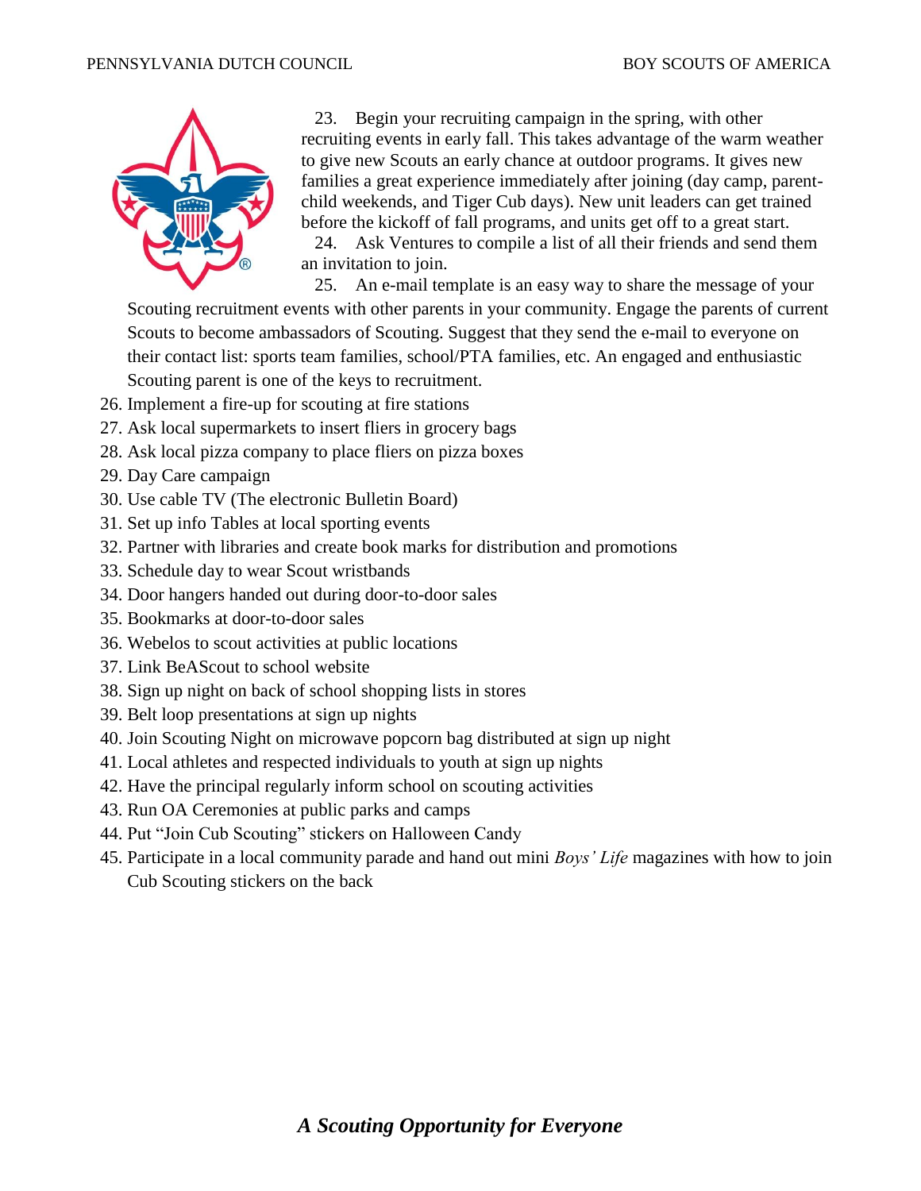23. Begin your recruiting campaign in the spring, with other recruiting events in early fall. This takes advantage of the warm weather to give new Scouts an early chance at outdoor programs. It gives new families a great experience immediately after joining (day camp, parent-child weekends, and Tiger Cub days). New unit leaders can get trained before the kickoff of fall programs, and units get off to a great start.
24. Ask Ventures to compile a list of all their friends and send them an invitation to join.
25. An e-mail template is an easy way to share the message of your Scouting recruitment events with other parents in your community. Engage the parents of current Scouts to become ambassadors of Scouting. Suggest that they send the e-mail to everyone on their contact list: sports team families, school/PTA families, etc. An engaged and enthusiastic Scouting parent is one of the keys to recruitment.
26. Implement a fire-up for scouting at fire stations
27. Ask local supermarkets to insert fliers in grocery bags
28. Ask local pizza company to place fliers on pizza boxes
29. Day Care campaign
30. Use cable TV (The electronic Bulletin Board)
31. Set up info Tables at local sporting events
32. Partner with libraries and create book marks for distribution and promotions
33. Schedule day to wear Scout wristbands
34. Door hangers handed out during door-to-door sales
35. Bookmarks at door-to-door sales
36. Webelos to scout activities at public locations
37. Link BeAScout to school website
38. Sign up night on back of school shopping lists in stores
39. Belt loop presentations at sign up nights
40. Join Scouting Night on microwave popcorn bag distributed at sign up night
41. Local athletes and respected individuals to youth at sign up nights
42. Have the principal regularly inform school on scouting activities
43. Run OA Ceremonies at public parks and camps
44. Put "Join Cub Scouting" stickers on Halloween Candy
45. Participate in a local community parade and hand out mini *Boys' Life* magazines with how to join Cub Scouting stickers on the back

***A Scouting Opportunity for Everyone***